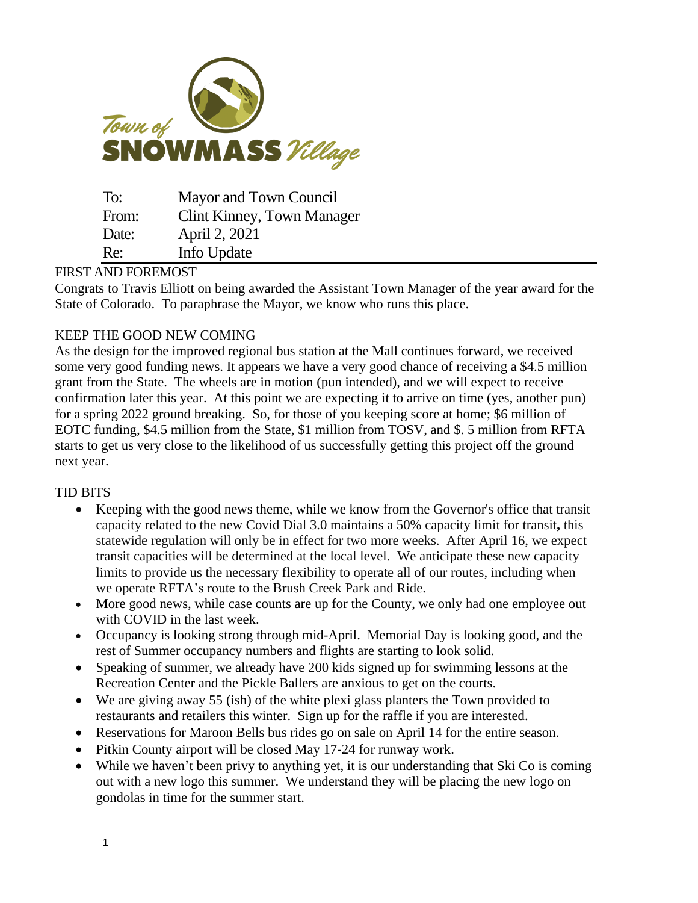Town of SNOWMASS Village

| To: | Mayor and Town Council |
|---|---|
| From: | Clint Kinney, Town Manager |
| Date: | April 2, 2021 |
| Re: | Info Update |

## FIRST AND FOREMOST

Congrats to Travis Elliott on being awarded the Assistant Town Manager of the year award for the State of Colorado. To paraphrase the Mayor, we know who runs this place.

## KEEP THE GOOD NEW COMING

As the design for the improved regional bus station at the Mall continues forward, we received some very good funding news. It appears we have a very good chance of receiving a $4.5 million grant from the State. The wheels are in motion (pun intended), and we will expect to receive confirmation later this year. At this point we are expecting it to arrive on time (yes, another pun) for a spring 2022 ground breaking. So, for those of you keeping score at home; $6 million of EOTC funding, $4.5 million from the State, $1 million from TOSV, and $. 5 million from RFTA starts to get us very close to the likelihood of us successfully getting this project off the ground next year.

## TID BITS

- Keeping with the good news theme, while we know from the Governor's office that transit capacity related to the new Covid Dial 3.0 maintains a 50% capacity limit for transit**,** this statewide regulation will only be in effect for two more weeks. After April 16, we expect transit capacities will be determined at the local level. We anticipate these new capacity limits to provide us the necessary flexibility to operate all of our routes, including when we operate RFTA's route to the Brush Creek Park and Ride.
- More good news, while case counts are up for the County, we only had one employee out with COVID in the last week.
- Occupancy is looking strong through mid-April. Memorial Day is looking good, and the rest of Summer occupancy numbers and flights are starting to look solid.
- Speaking of summer, we already have 200 kids signed up for swimming lessons at the Recreation Center and the Pickle Ballers are anxious to get on the courts.
- We are giving away 55 (ish) of the white plexi glass planters the Town provided to restaurants and retailers this winter. Sign up for the raffle if you are interested.
- Reservations for Maroon Bells bus rides go on sale on April 14 for the entire season.
- Pitkin County airport will be closed May 17-24 for runway work.
- While we haven't been privy to anything yet, it is our understanding that Ski Co is coming out with a new logo this summer. We understand they will be placing the new logo on gondolas in time for the summer start.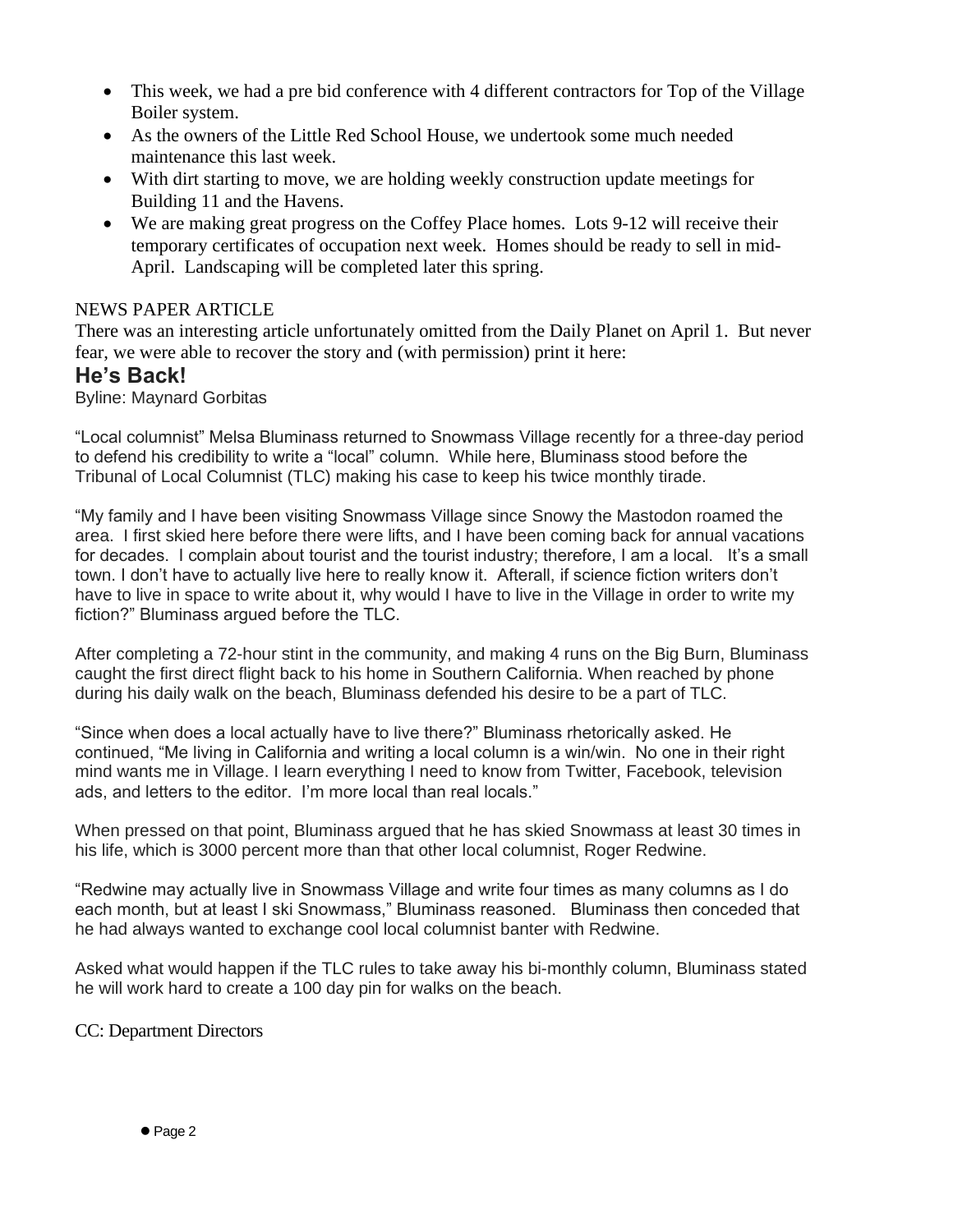- This week, we had a pre bid conference with 4 different contractors for Top of the Village Boiler system.
- As the owners of the Little Red School House, we undertook some much needed maintenance this last week.
- With dirt starting to move, we are holding weekly construction update meetings for Building 11 and the Havens.
- We are making great progress on the Coffey Place homes. Lots 9-12 will receive their temporary certificates of occupation next week. Homes should be ready to sell in mid-April. Landscaping will be completed later this spring.

NEWS PAPER ARTICLE

There was an interesting article unfortunately omitted from the Daily Planet on April 1. But never fear, we were able to recover the story and (with permission) print it here:

## He's Back!

Byline: Maynard Gorbitas

"Local columnist" Melsa Bluminass returned to Snowmass Village recently for a three-day period to defend his credibility to write a "local" column. While here, Bluminass stood before the Tribunal of Local Columnist (TLC) making his case to keep his twice monthly tirade.

"My family and I have been visiting Snowmass Village since Snowy the Mastodon roamed the area. I first skied here before there were lifts, and I have been coming back for annual vacations for decades. I complain about tourist and the tourist industry; therefore, I am a local. It's a small town. I don't have to actually live here to really know it. Afterall, if science fiction writers don't have to live in space to write about it, why would I have to live in the Village in order to write my fiction?" Bluminass argued before the TLC.

After completing a 72-hour stint in the community, and making 4 runs on the Big Burn, Bluminass caught the first direct flight back to his home in Southern California. When reached by phone during his daily walk on the beach, Bluminass defended his desire to be a part of TLC.

"Since when does a local actually have to live there?" Bluminass rhetorically asked. He continued, "Me living in California and writing a local column is a win/win. No one in their right mind wants me in Village. I learn everything I need to know from Twitter, Facebook, television ads, and letters to the editor. I'm more local than real locals."

When pressed on that point, Bluminass argued that he has skied Snowmass at least 30 times in his life, which is 3000 percent more than that other local columnist, Roger Redwine.

"Redwine may actually live in Snowmass Village and write four times as many columns as I do each month, but at least I ski Snowmass," Bluminass reasoned. Bluminass then conceded that he had always wanted to exchange cool local columnist banter with Redwine.

Asked what would happen if the TLC rules to take away his bi-monthly column, Bluminass stated he will work hard to create a 100 day pin for walks on the beach.

CC: Department Directors